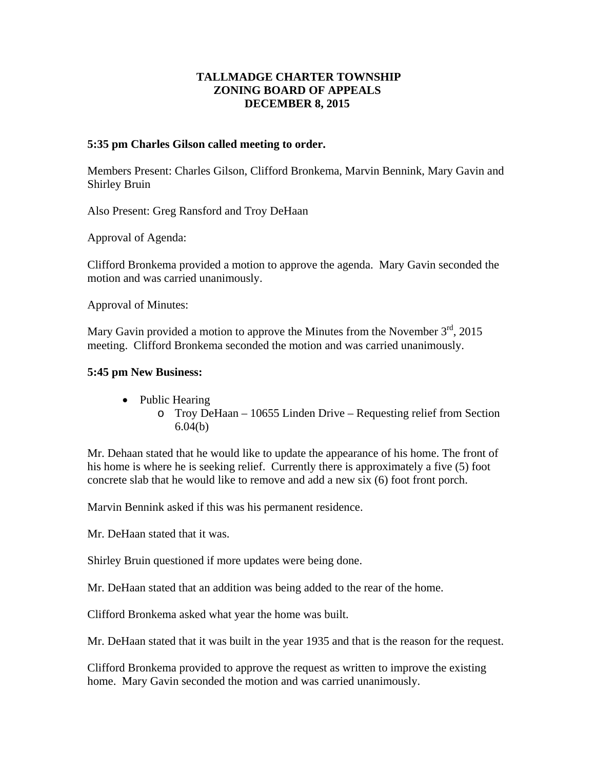# TALLMADGE CHARTER TOWNSHIP
# ZONING BOARD OF APPEALS
# DECEMBER 8, 2015

**5:35 pm Charles Gilson called meeting to order.**

Members Present: Charles Gilson, Clifford Bronkema, Marvin Bennink, Mary Gavin and Shirley Bruin

Also Present: Greg Ransford and Troy DeHaan

Approval of Agenda:

Clifford Bronkema provided a motion to approve the agenda. Mary Gavin seconded the motion and was carried unanimously.

Approval of Minutes:

Mary Gavin provided a motion to approve the Minutes from the November 3rd, 2015 meeting. Clifford Bronkema seconded the motion and was carried unanimously.

**5:45 pm New Business:**

- Public Hearing
  - Troy DeHaan – 10655 Linden Drive – Requesting relief from Section 6.04(b)

Mr. Dehaan stated that he would like to update the appearance of his home. The front of his home is where he is seeking relief. Currently there is approximately a five (5) foot concrete slab that he would like to remove and add a new six (6) foot front porch.

Marvin Bennink asked if this was his permanent residence.

Mr. DeHaan stated that it was.

Shirley Bruin questioned if more updates were being done.

Mr. DeHaan stated that an addition was being added to the rear of the home.

Clifford Bronkema asked what year the home was built.

Mr. DeHaan stated that it was built in the year 1935 and that is the reason for the request.

Clifford Bronkema provided to approve the request as written to improve the existing home. Mary Gavin seconded the motion and was carried unanimously.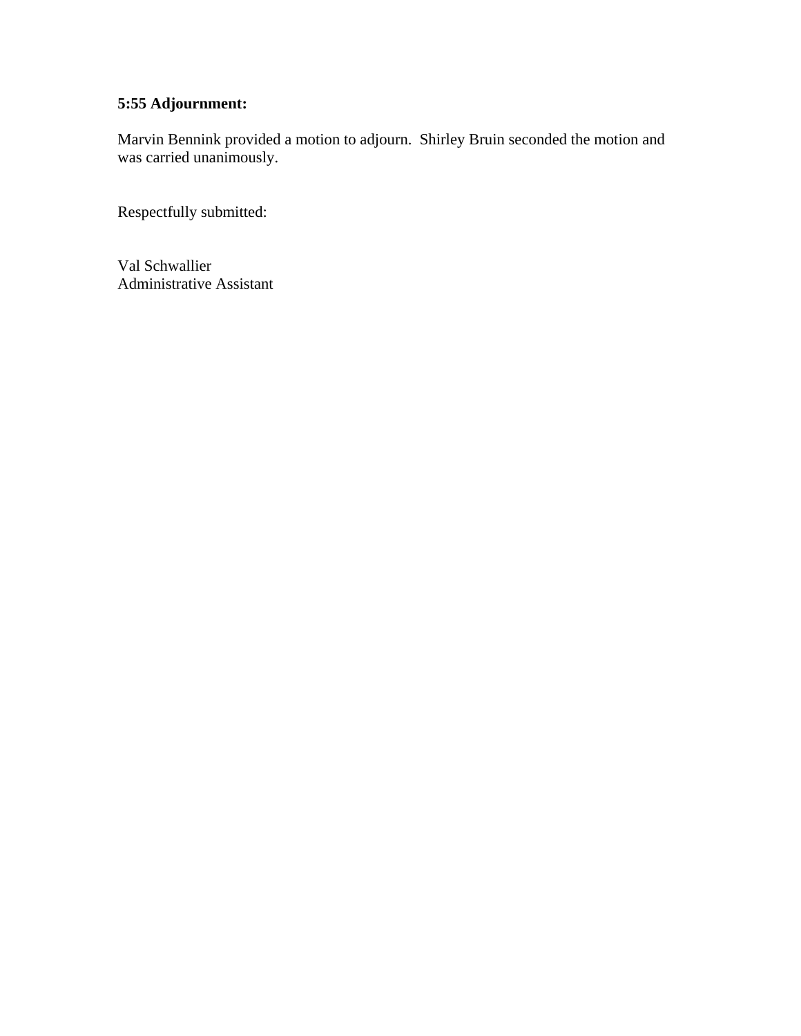**5:55 Adjournment:**

Marvin Bennink provided a motion to adjourn.  Shirley Bruin seconded the motion and was carried unanimously.

Respectfully submitted:

Val Schwallier
Administrative Assistant